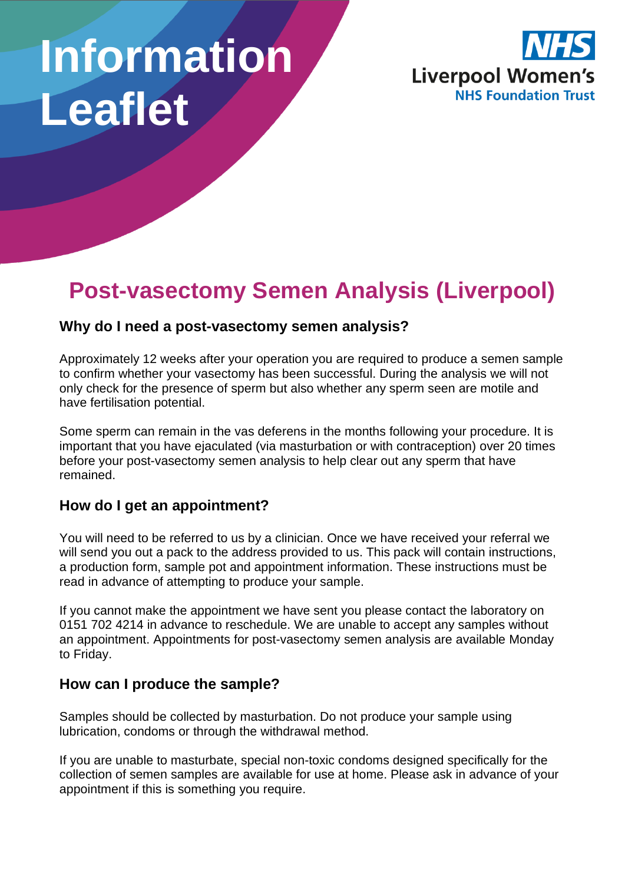# Information Leaflet

NHS
Liverpool Women's
NHS Foundation Trust

## Post-vasectomy Semen Analysis (Liverpool)

### Why do I need a post-vasectomy semen analysis?

Approximately 12 weeks after your operation you are required to produce a semen sample to confirm whether your vasectomy has been successful. During the analysis we will not only check for the presence of sperm but also whether any sperm seen are motile and have fertilisation potential.

Some sperm can remain in the vas deferens in the months following your procedure. It is important that you have ejaculated (via masturbation or with contraception) over 20 times before your post-vasectomy semen analysis to help clear out any sperm that have remained.

### How do I get an appointment?

You will need to be referred to us by a clinician. Once we have received your referral we will send you out a pack to the address provided to us. This pack will contain instructions, a production form, sample pot and appointment information. These instructions must be read in advance of attempting to produce your sample.

If you cannot make the appointment we have sent you please contact the laboratory on 0151 702 4214 in advance to reschedule. We are unable to accept any samples without an appointment. Appointments for post-vasectomy semen analysis are available Monday to Friday.

### How can I produce the sample?

Samples should be collected by masturbation. Do not produce your sample using lubrication, condoms or through the withdrawal method.

If you are unable to masturbate, special non-toxic condoms designed specifically for the collection of semen samples are available for use at home. Please ask in advance of your appointment if this is something you require.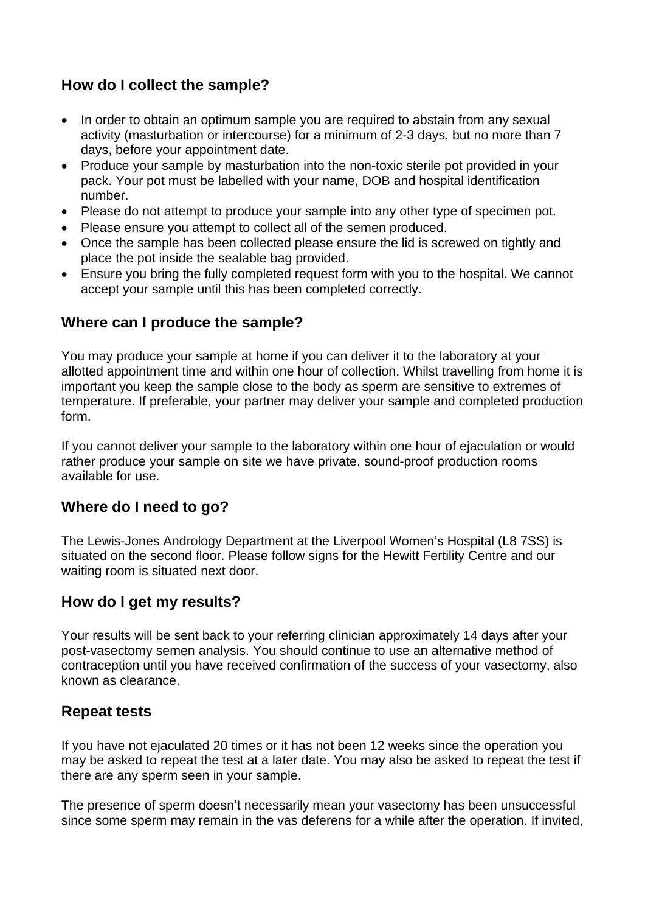## How do I collect the sample?

- In order to obtain an optimum sample you are required to abstain from any sexual activity (masturbation or intercourse) for a minimum of 2-3 days, but no more than 7 days, before your appointment date.
- Produce your sample by masturbation into the non-toxic sterile pot provided in your pack. Your pot must be labelled with your name, DOB and hospital identification number.
- Please do not attempt to produce your sample into any other type of specimen pot.
- Please ensure you attempt to collect all of the semen produced.
- Once the sample has been collected please ensure the lid is screwed on tightly and place the pot inside the sealable bag provided.
- Ensure you bring the fully completed request form with you to the hospital. We cannot accept your sample until this has been completed correctly.

## Where can I produce the sample?

You may produce your sample at home if you can deliver it to the laboratory at your allotted appointment time and within one hour of collection. Whilst travelling from home it is important you keep the sample close to the body as sperm are sensitive to extremes of temperature. If preferable, your partner may deliver your sample and completed production form.

If you cannot deliver your sample to the laboratory within one hour of ejaculation or would rather produce your sample on site we have private, sound-proof production rooms available for use.

## Where do I need to go?

The Lewis-Jones Andrology Department at the Liverpool Women's Hospital (L8 7SS) is situated on the second floor. Please follow signs for the Hewitt Fertility Centre and our waiting room is situated next door.

## How do I get my results?

Your results will be sent back to your referring clinician approximately 14 days after your post-vasectomy semen analysis. You should continue to use an alternative method of contraception until you have received confirmation of the success of your vasectomy, also known as clearance.

## Repeat tests

If you have not ejaculated 20 times or it has not been 12 weeks since the operation you may be asked to repeat the test at a later date. You may also be asked to repeat the test if there are any sperm seen in your sample.

The presence of sperm doesn't necessarily mean your vasectomy has been unsuccessful since some sperm may remain in the vas deferens for a while after the operation. If invited,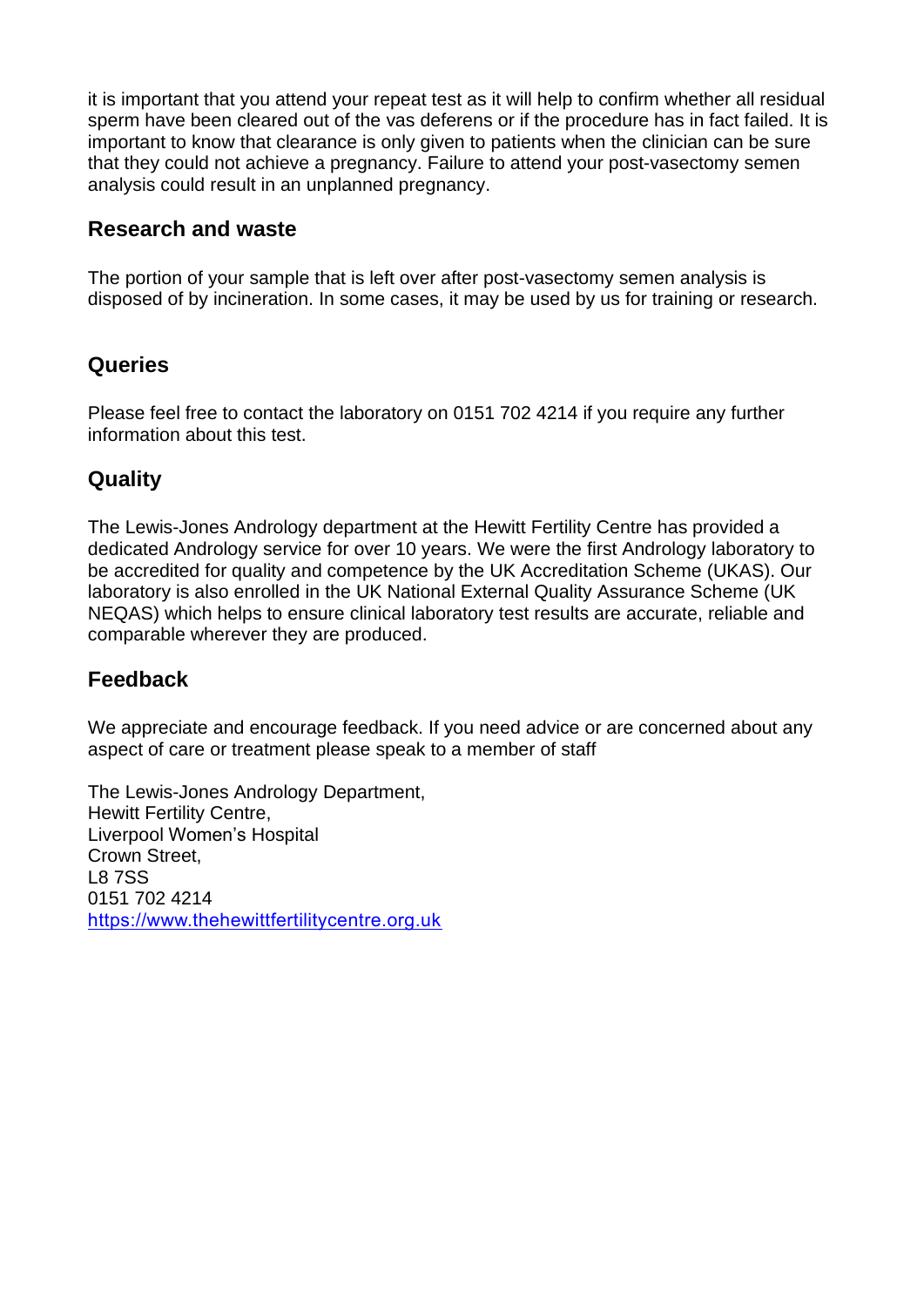it is important that you attend your repeat test as it will help to confirm whether all residual sperm have been cleared out of the vas deferens or if the procedure has in fact failed. It is important to know that clearance is only given to patients when the clinician can be sure that they could not achieve a pregnancy. Failure to attend your post-vasectomy semen analysis could result in an unplanned pregnancy.

## Research and waste

The portion of your sample that is left over after post-vasectomy semen analysis is disposed of by incineration. In some cases, it may be used by us for training or research.

## Queries

Please feel free to contact the laboratory on 0151 702 4214 if you require any further information about this test.

## Quality

The Lewis-Jones Andrology department at the Hewitt Fertility Centre has provided a dedicated Andrology service for over 10 years. We were the first Andrology laboratory to be accredited for quality and competence by the UK Accreditation Scheme (UKAS). Our laboratory is also enrolled in the UK National External Quality Assurance Scheme (UK NEQAS) which helps to ensure clinical laboratory test results are accurate, reliable and comparable wherever they are produced.

## Feedback

We appreciate and encourage feedback. If you need advice or are concerned about any aspect of care or treatment please speak to a member of staff

The Lewis-Jones Andrology Department,
Hewitt Fertility Centre,
Liverpool Women's Hospital
Crown Street,
L8 7SS
0151 702 4214
[https://www.thehewittfertilitycentre.org.uk](https://www.thehewittfertilitycentre.org.uk)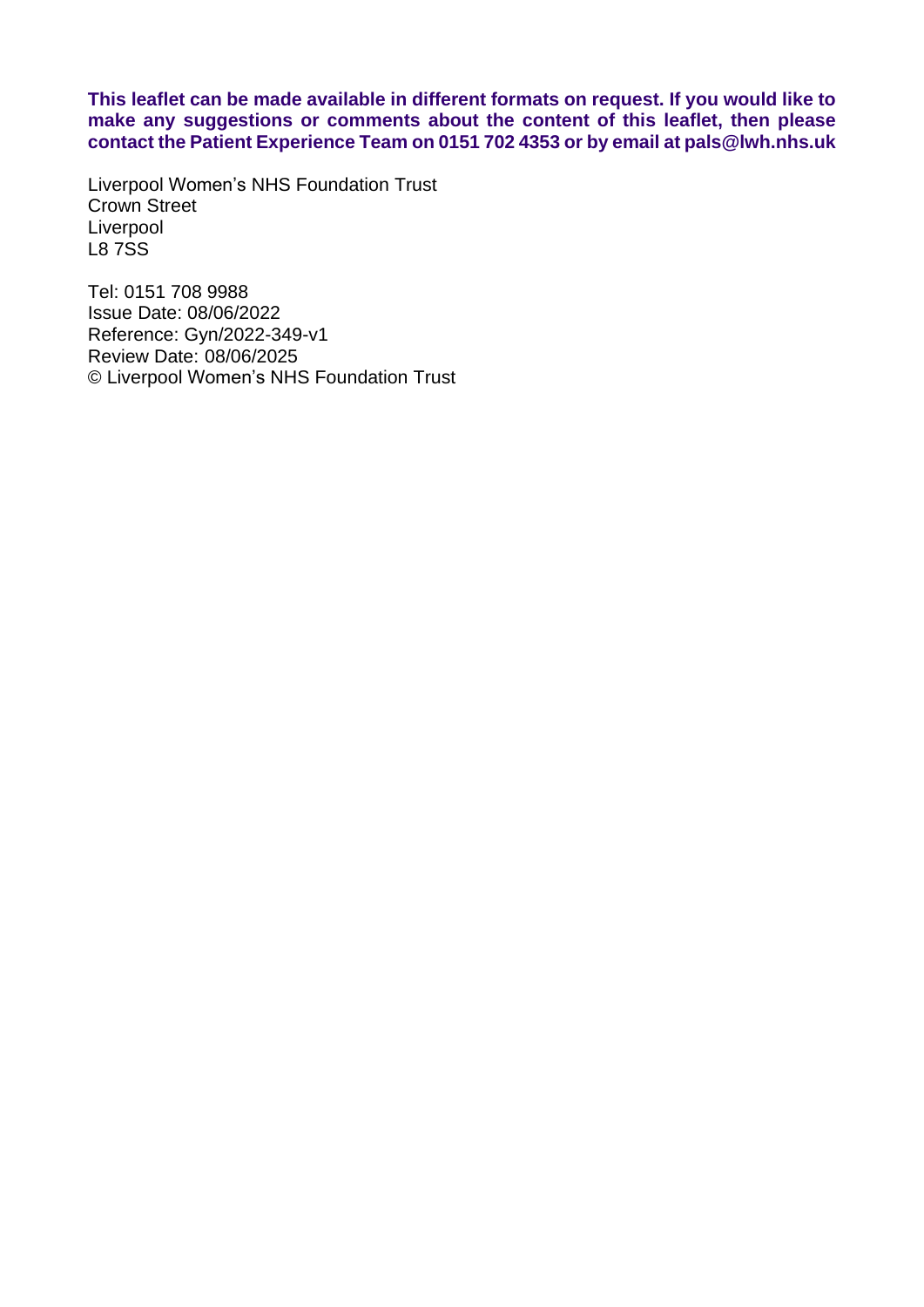**This leaflet can be made available in different formats on request. If you would like to make any suggestions or comments about the content of this leaflet, then please contact the Patient Experience Team on 0151 702 4353 or by email at pals@lwh.nhs.uk**

Liverpool Women's NHS Foundation Trust
Crown Street
Liverpool
L8 7SS

Tel: 0151 708 9988
Issue Date: 08/06/2022
Reference: Gyn/2022-349-v1
Review Date: 08/06/2025
© Liverpool Women's NHS Foundation Trust